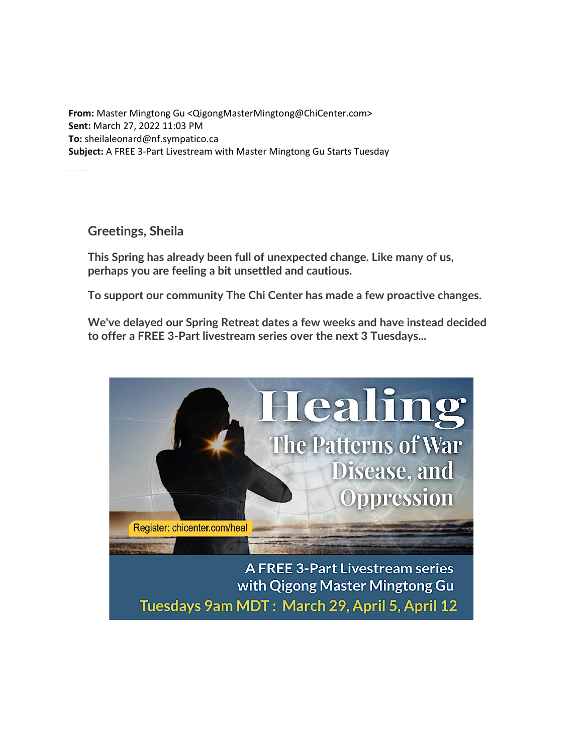**From:** Master Mingtong Gu <QigongMasterMingtong@ChiCenter.com>
**Sent:** March 27, 2022 11:03 PM
**To:** sheilaleonard@nf.sympatico.ca
**Subject:** A FREE 3-Part Livestream with Master Mingtong Gu Starts Tuesday

**Greetings, Sheila**

**This Spring has already been full of unexpected change. Like many of us, perhaps you are feeling a bit unsettled and cautious.**

**To support our community The Chi Center has made a few proactive changes.**

**We've delayed our Spring Retreat dates a few weeks and have instead decided to offer a FREE 3-Part livestream series over the next 3 Tuesdays...**

# Healing

## The Patterns of War Disease, and Oppression

Register: chicenter.com/heal

A FREE 3-Part Livestream series with Qigong Master Mingtong Gu

Tuesdays 9am MDT : March 29, April 5, April 12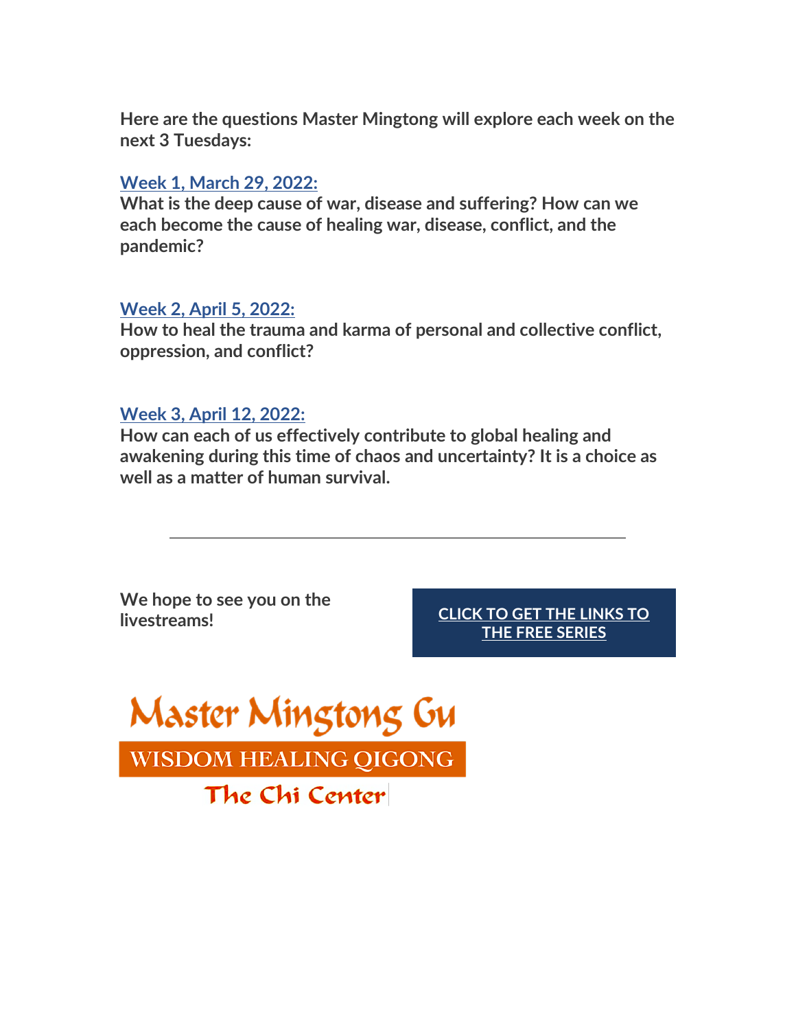**Here are the questions Master Mingtong will explore each week on the next 3 Tuesdays:**

**Week 1, March 29, 2022:**
**What is the deep cause of war, disease and suffering? How can we each become the cause of healing war, disease, conflict, and the pandemic?**

**Week 2, April 5, 2022:**
**How to heal the trauma and karma of personal and collective conflict, oppression, and conflict?**

**Week 3, April 12, 2022:**
**How can each of us effectively contribute to global healing and awakening during this time of chaos and uncertainty? It is a choice as well as a matter of human survival.**

---

**We hope to see you on the livestreams!**

**CLICK TO GET THE LINKS TO THE FREE SERIES**

Master Mingtong Gu
WISDOM HEALING QIGONG
The Chi Center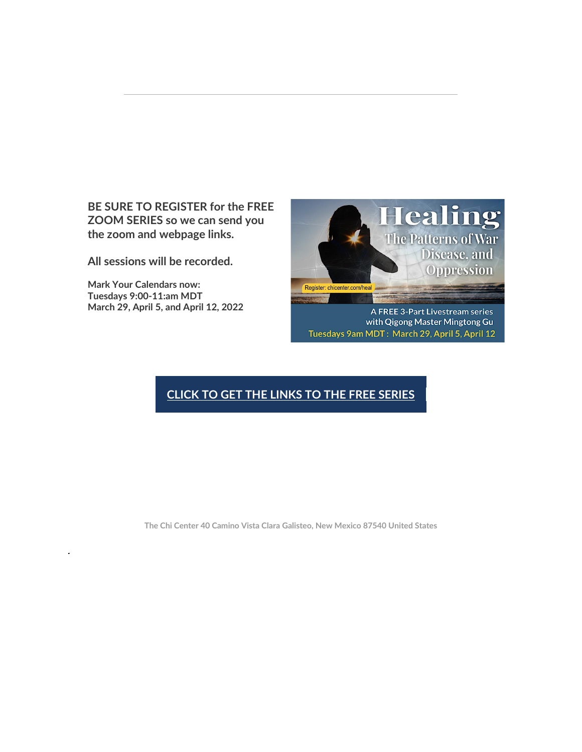**BE SURE TO REGISTER for the FREE ZOOM SERIES so we can send you the zoom and webpage links.**

**All sessions will be recorded.**

**Mark Your Calendars now:**
**Tuesdays 9:00-11:am MDT**
**March 29, April 5, and April 12, 2022**

Healing
The Patterns of War Disease, and Oppression

Register: chicenter.com/heal

A FREE 3-Part Livestream series
with Qigong Master Mingtong Gu
Tuesdays 9am MDT : March 29, April 5, April 12

**CLICK TO GET THE LINKS TO THE FREE SERIES**

The Chi Center 40 Camino Vista Clara Galisteo, New Mexico 87540 United States